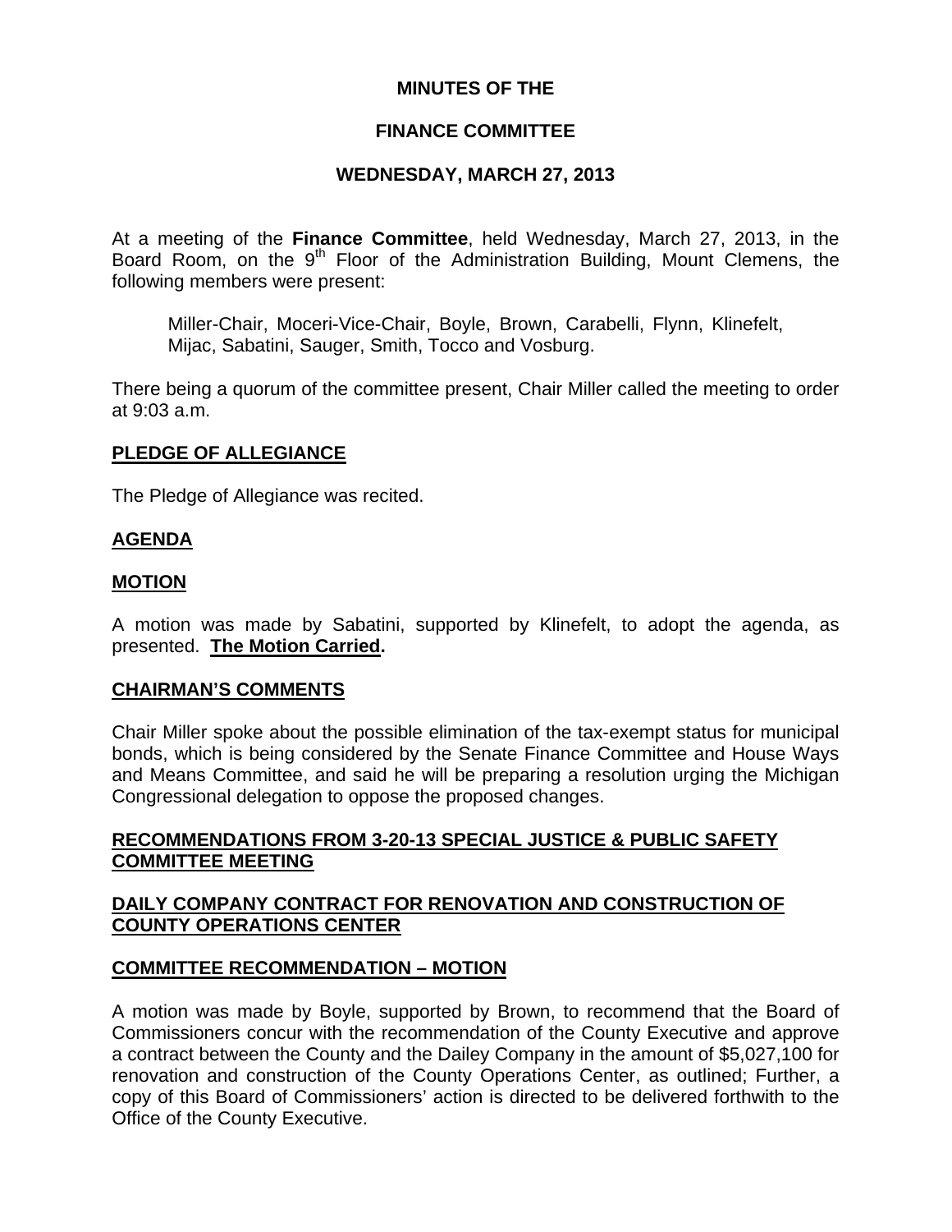**MINUTES OF THE**

**FINANCE COMMITTEE**

**WEDNESDAY, MARCH 27, 2013**

At a meeting of the **Finance Committee**, held Wednesday, March 27, 2013, in the Board Room, on the 9th Floor of the Administration Building, Mount Clemens, the following members were present:

> Miller-Chair, Moceri-Vice-Chair, Boyle, Brown, Carabelli, Flynn, Klinefelt, Mijac, Sabatini, Sauger, Smith, Tocco and Vosburg.

There being a quorum of the committee present, Chair Miller called the meeting to order at 9:03 a.m.

## PLEDGE OF ALLEGIANCE

The Pledge of Allegiance was recited.

## AGENDA

## MOTION

A motion was made by Sabatini, supported by Klinefelt, to adopt the agenda, as presented. **The Motion Carried.**

## CHAIRMAN'S COMMENTS

Chair Miller spoke about the possible elimination of the tax-exempt status for municipal bonds, which is being considered by the Senate Finance Committee and House Ways and Means Committee, and said he will be preparing a resolution urging the Michigan Congressional delegation to oppose the proposed changes.

## RECOMMENDATIONS FROM 3-20-13 SPECIAL JUSTICE & PUBLIC SAFETY COMMITTEE MEETING

## DAILY COMPANY CONTRACT FOR RENOVATION AND CONSTRUCTION OF COUNTY OPERATIONS CENTER

## COMMITTEE RECOMMENDATION – MOTION

A motion was made by Boyle, supported by Brown, to recommend that the Board of Commissioners concur with the recommendation of the County Executive and approve a contract between the County and the Dailey Company in the amount of $5,027,100 for renovation and construction of the County Operations Center, as outlined; Further, a copy of this Board of Commissioners' action is directed to be delivered forthwith to the Office of the County Executive.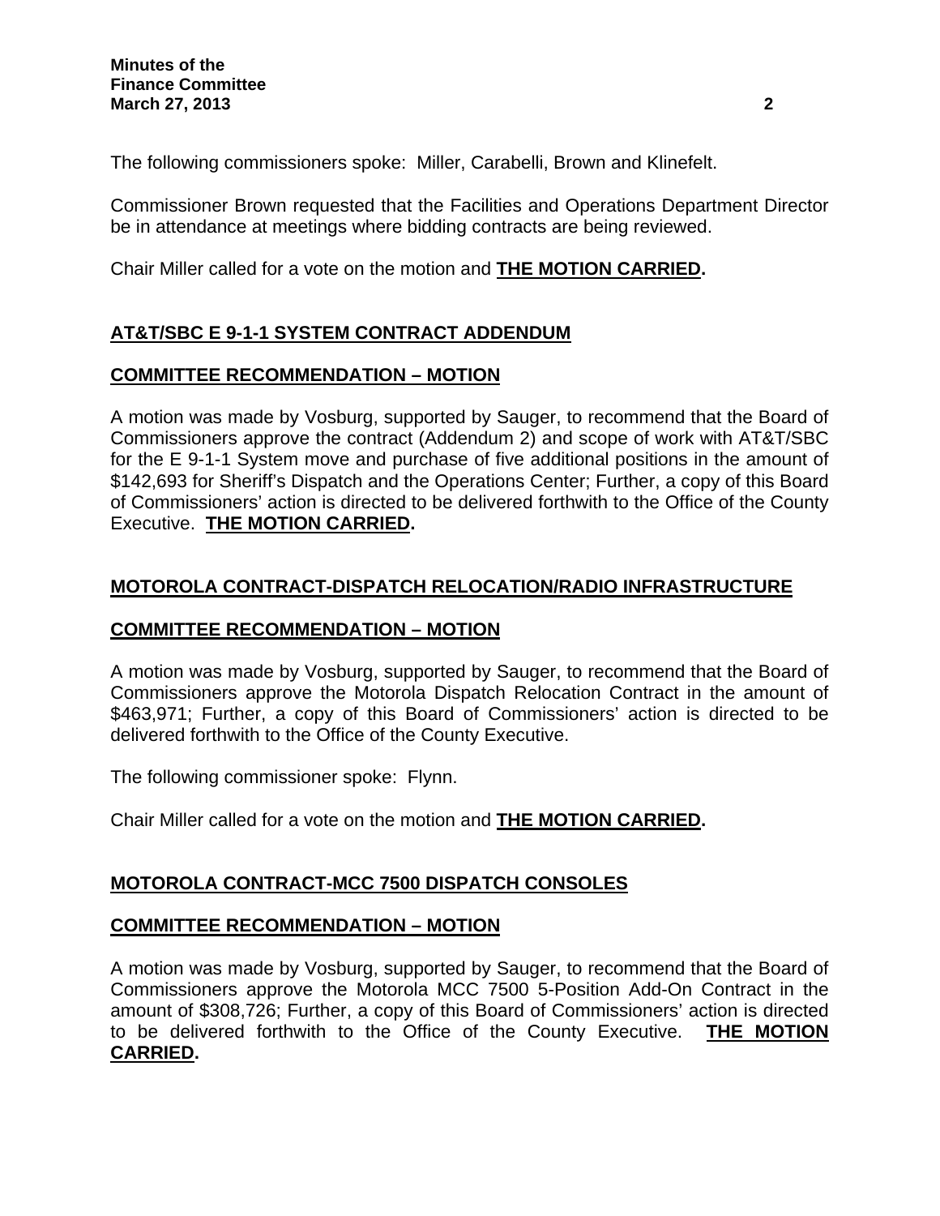The following commissioners spoke: Miller, Carabelli, Brown and Klinefelt.

Commissioner Brown requested that the Facilities and Operations Department Director be in attendance at meetings where bidding contracts are being reviewed.

Chair Miller called for a vote on the motion and **THE MOTION CARRIED.**

## AT&T/SBC E 9-1-1 SYSTEM CONTRACT ADDENDUM

### COMMITTEE RECOMMENDATION – MOTION

A motion was made by Vosburg, supported by Sauger, to recommend that the Board of Commissioners approve the contract (Addendum 2) and scope of work with AT&T/SBC for the E 9-1-1 System move and purchase of five additional positions in the amount of $142,693 for Sheriff's Dispatch and the Operations Center; Further, a copy of this Board of Commissioners' action is directed to be delivered forthwith to the Office of the County Executive. **THE MOTION CARRIED.**

## MOTOROLA CONTRACT-DISPATCH RELOCATION/RADIO INFRASTRUCTURE

### COMMITTEE RECOMMENDATION – MOTION

A motion was made by Vosburg, supported by Sauger, to recommend that the Board of Commissioners approve the Motorola Dispatch Relocation Contract in the amount of $463,971; Further, a copy of this Board of Commissioners' action is directed to be delivered forthwith to the Office of the County Executive.

The following commissioner spoke: Flynn.

Chair Miller called for a vote on the motion and **THE MOTION CARRIED.**

## MOTOROLA CONTRACT-MCC 7500 DISPATCH CONSOLES

### COMMITTEE RECOMMENDATION – MOTION

A motion was made by Vosburg, supported by Sauger, to recommend that the Board of Commissioners approve the Motorola MCC 7500 5-Position Add-On Contract in the amount of $308,726; Further, a copy of this Board of Commissioners' action is directed to be delivered forthwith to the Office of the County Executive. **THE MOTION CARRIED.**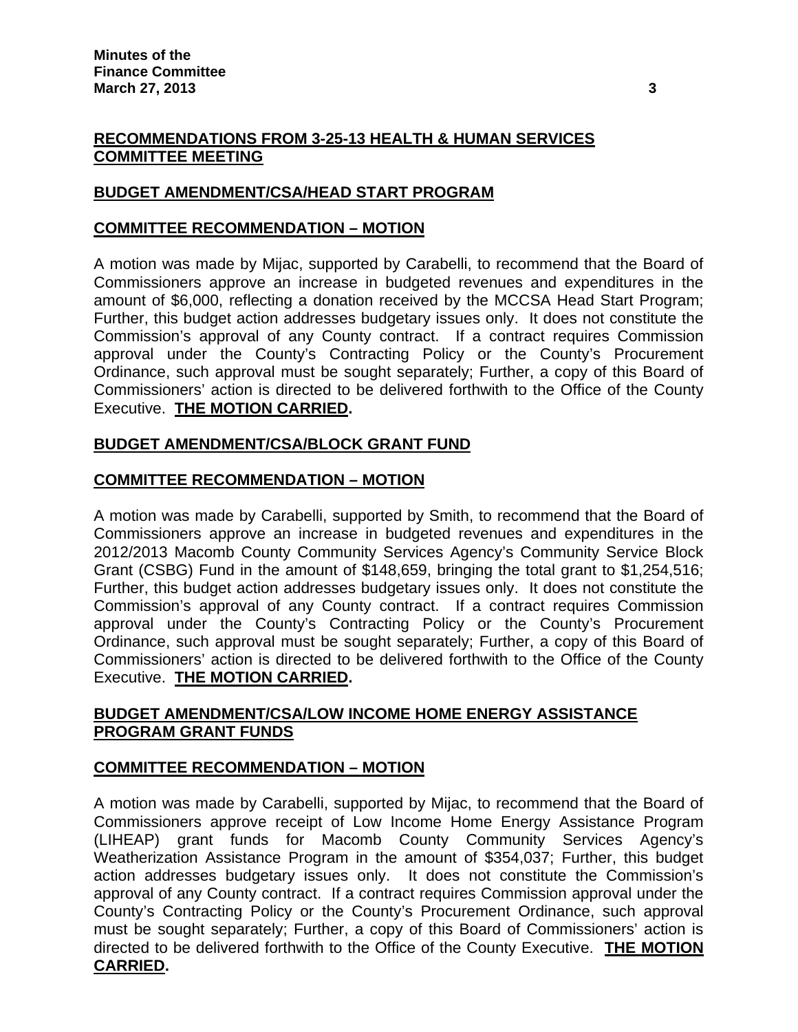## RECOMMENDATIONS FROM 3-25-13 HEALTH & HUMAN SERVICES COMMITTEE MEETING

### BUDGET AMENDMENT/CSA/HEAD START PROGRAM

### COMMITTEE RECOMMENDATION – MOTION

A motion was made by Mijac, supported by Carabelli, to recommend that the Board of Commissioners approve an increase in budgeted revenues and expenditures in the amount of $6,000, reflecting a donation received by the MCCSA Head Start Program; Further, this budget action addresses budgetary issues only. It does not constitute the Commission's approval of any County contract. If a contract requires Commission approval under the County's Contracting Policy or the County's Procurement Ordinance, such approval must be sought separately; Further, a copy of this Board of Commissioners' action is directed to be delivered forthwith to the Office of the County Executive. **THE MOTION CARRIED.**

### BUDGET AMENDMENT/CSA/BLOCK GRANT FUND

### COMMITTEE RECOMMENDATION – MOTION

A motion was made by Carabelli, supported by Smith, to recommend that the Board of Commissioners approve an increase in budgeted revenues and expenditures in the 2012/2013 Macomb County Community Services Agency's Community Service Block Grant (CSBG) Fund in the amount of $148,659, bringing the total grant to $1,254,516; Further, this budget action addresses budgetary issues only. It does not constitute the Commission's approval of any County contract. If a contract requires Commission approval under the County's Contracting Policy or the County's Procurement Ordinance, such approval must be sought separately; Further, a copy of this Board of Commissioners' action is directed to be delivered forthwith to the Office of the County Executive. **THE MOTION CARRIED.**

### BUDGET AMENDMENT/CSA/LOW INCOME HOME ENERGY ASSISTANCE PROGRAM GRANT FUNDS

### COMMITTEE RECOMMENDATION – MOTION

A motion was made by Carabelli, supported by Mijac, to recommend that the Board of Commissioners approve receipt of Low Income Home Energy Assistance Program (LIHEAP) grant funds for Macomb County Community Services Agency's Weatherization Assistance Program in the amount of $354,037; Further, this budget action addresses budgetary issues only. It does not constitute the Commission's approval of any County contract. If a contract requires Commission approval under the County's Contracting Policy or the County's Procurement Ordinance, such approval must be sought separately; Further, a copy of this Board of Commissioners' action is directed to be delivered forthwith to the Office of the County Executive. **THE MOTION CARRIED.**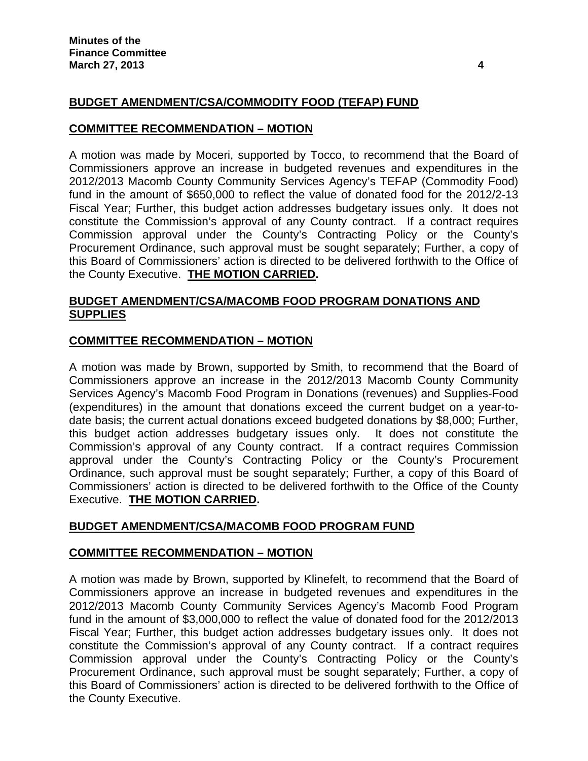**BUDGET AMENDMENT/CSA/COMMODITY FOOD (TEFAP) FUND**

**COMMITTEE RECOMMENDATION – MOTION**

A motion was made by Moceri, supported by Tocco, to recommend that the Board of Commissioners approve an increase in budgeted revenues and expenditures in the 2012/2013 Macomb County Community Services Agency's TEFAP (Commodity Food) fund in the amount of $650,000 to reflect the value of donated food for the 2012/2-13 Fiscal Year; Further, this budget action addresses budgetary issues only. It does not constitute the Commission's approval of any County contract. If a contract requires Commission approval under the County's Contracting Policy or the County's Procurement Ordinance, such approval must be sought separately; Further, a copy of this Board of Commissioners' action is directed to be delivered forthwith to the Office of the County Executive. **THE MOTION CARRIED.**

**BUDGET AMENDMENT/CSA/MACOMB FOOD PROGRAM DONATIONS AND SUPPLIES**

**COMMITTEE RECOMMENDATION – MOTION**

A motion was made by Brown, supported by Smith, to recommend that the Board of Commissioners approve an increase in the 2012/2013 Macomb County Community Services Agency's Macomb Food Program in Donations (revenues) and Supplies-Food (expenditures) in the amount that donations exceed the current budget on a year-to-date basis; the current actual donations exceed budgeted donations by $8,000; Further, this budget action addresses budgetary issues only. It does not constitute the Commission's approval of any County contract. If a contract requires Commission approval under the County's Contracting Policy or the County's Procurement Ordinance, such approval must be sought separately; Further, a copy of this Board of Commissioners' action is directed to be delivered forthwith to the Office of the County Executive. **THE MOTION CARRIED.**

**BUDGET AMENDMENT/CSA/MACOMB FOOD PROGRAM FUND**

**COMMITTEE RECOMMENDATION – MOTION**

A motion was made by Brown, supported by Klinefelt, to recommend that the Board of Commissioners approve an increase in budgeted revenues and expenditures in the 2012/2013 Macomb County Community Services Agency's Macomb Food Program fund in the amount of $3,000,000 to reflect the value of donated food for the 2012/2013 Fiscal Year; Further, this budget action addresses budgetary issues only. It does not constitute the Commission's approval of any County contract. If a contract requires Commission approval under the County's Contracting Policy or the County's Procurement Ordinance, such approval must be sought separately; Further, a copy of this Board of Commissioners' action is directed to be delivered forthwith to the Office of the County Executive.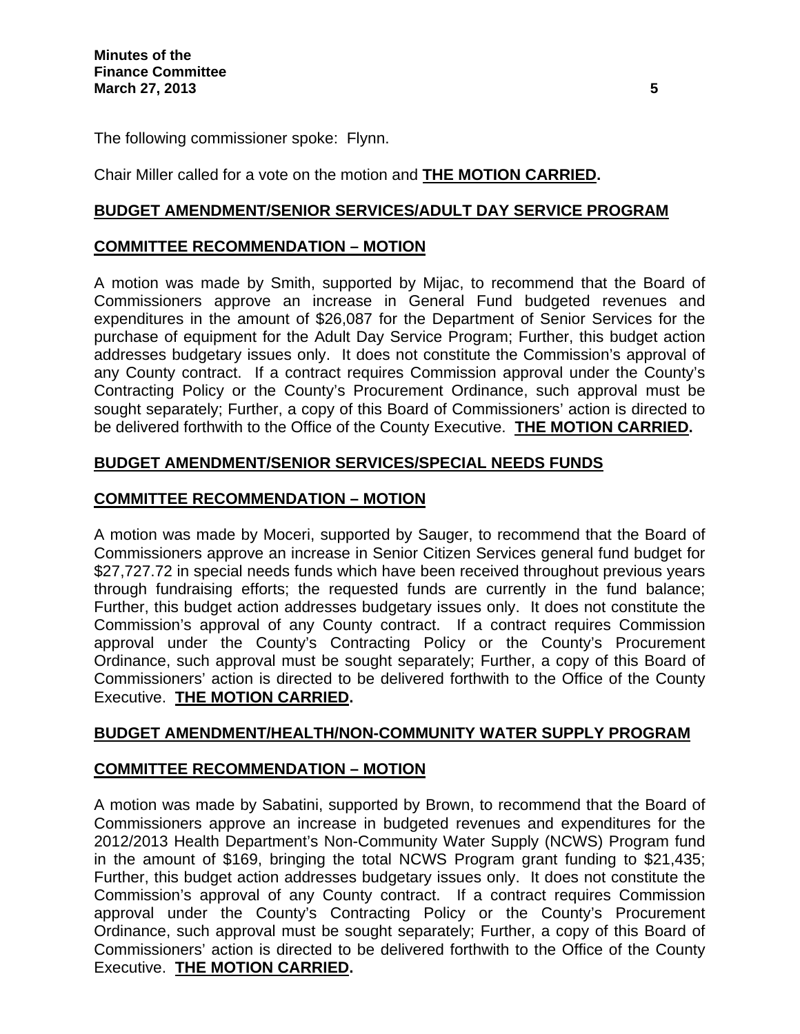The following commissioner spoke: Flynn.

Chair Miller called for a vote on the motion and **THE MOTION CARRIED.**

**BUDGET AMENDMENT/SENIOR SERVICES/ADULT DAY SERVICE PROGRAM**

**COMMITTEE RECOMMENDATION – MOTION**

A motion was made by Smith, supported by Mijac, to recommend that the Board of Commissioners approve an increase in General Fund budgeted revenues and expenditures in the amount of $26,087 for the Department of Senior Services for the purchase of equipment for the Adult Day Service Program; Further, this budget action addresses budgetary issues only. It does not constitute the Commission's approval of any County contract. If a contract requires Commission approval under the County's Contracting Policy or the County's Procurement Ordinance, such approval must be sought separately; Further, a copy of this Board of Commissioners' action is directed to be delivered forthwith to the Office of the County Executive. **THE MOTION CARRIED.**

**BUDGET AMENDMENT/SENIOR SERVICES/SPECIAL NEEDS FUNDS**

**COMMITTEE RECOMMENDATION – MOTION**

A motion was made by Moceri, supported by Sauger, to recommend that the Board of Commissioners approve an increase in Senior Citizen Services general fund budget for $27,727.72 in special needs funds which have been received throughout previous years through fundraising efforts; the requested funds are currently in the fund balance; Further, this budget action addresses budgetary issues only. It does not constitute the Commission's approval of any County contract. If a contract requires Commission approval under the County's Contracting Policy or the County's Procurement Ordinance, such approval must be sought separately; Further, a copy of this Board of Commissioners' action is directed to be delivered forthwith to the Office of the County Executive. **THE MOTION CARRIED.**

**BUDGET AMENDMENT/HEALTH/NON-COMMUNITY WATER SUPPLY PROGRAM**

**COMMITTEE RECOMMENDATION – MOTION**

A motion was made by Sabatini, supported by Brown, to recommend that the Board of Commissioners approve an increase in budgeted revenues and expenditures for the 2012/2013 Health Department's Non-Community Water Supply (NCWS) Program fund in the amount of $169, bringing the total NCWS Program grant funding to $21,435; Further, this budget action addresses budgetary issues only. It does not constitute the Commission's approval of any County contract. If a contract requires Commission approval under the County's Contracting Policy or the County's Procurement Ordinance, such approval must be sought separately; Further, a copy of this Board of Commissioners' action is directed to be delivered forthwith to the Office of the County Executive. **THE MOTION CARRIED.**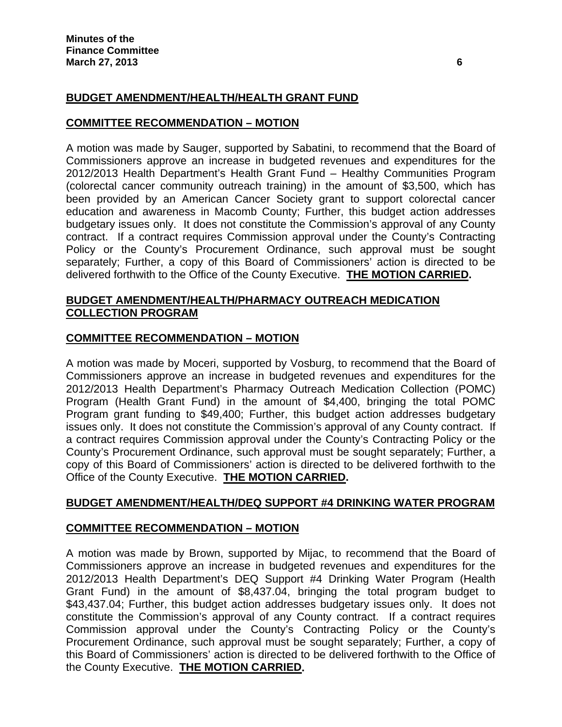**BUDGET AMENDMENT/HEALTH/HEALTH GRANT FUND**

**COMMITTEE RECOMMENDATION – MOTION**

A motion was made by Sauger, supported by Sabatini, to recommend that the Board of Commissioners approve an increase in budgeted revenues and expenditures for the 2012/2013 Health Department's Health Grant Fund – Healthy Communities Program (colorectal cancer community outreach training) in the amount of $3,500, which has been provided by an American Cancer Society grant to support colorectal cancer education and awareness in Macomb County; Further, this budget action addresses budgetary issues only. It does not constitute the Commission's approval of any County contract. If a contract requires Commission approval under the County's Contracting Policy or the County's Procurement Ordinance, such approval must be sought separately; Further, a copy of this Board of Commissioners' action is directed to be delivered forthwith to the Office of the County Executive. **THE MOTION CARRIED.**

**BUDGET AMENDMENT/HEALTH/PHARMACY OUTREACH MEDICATION COLLECTION PROGRAM**

**COMMITTEE RECOMMENDATION – MOTION**

A motion was made by Moceri, supported by Vosburg, to recommend that the Board of Commissioners approve an increase in budgeted revenues and expenditures for the 2012/2013 Health Department's Pharmacy Outreach Medication Collection (POMC) Program (Health Grant Fund) in the amount of $4,400, bringing the total POMC Program grant funding to $49,400; Further, this budget action addresses budgetary issues only. It does not constitute the Commission's approval of any County contract. If a contract requires Commission approval under the County's Contracting Policy or the County's Procurement Ordinance, such approval must be sought separately; Further, a copy of this Board of Commissioners' action is directed to be delivered forthwith to the Office of the County Executive. **THE MOTION CARRIED.**

**BUDGET AMENDMENT/HEALTH/DEQ SUPPORT #4 DRINKING WATER PROGRAM**

**COMMITTEE RECOMMENDATION – MOTION**

A motion was made by Brown, supported by Mijac, to recommend that the Board of Commissioners approve an increase in budgeted revenues and expenditures for the 2012/2013 Health Department's DEQ Support #4 Drinking Water Program (Health Grant Fund) in the amount of $8,437.04, bringing the total program budget to $43,437.04; Further, this budget action addresses budgetary issues only. It does not constitute the Commission's approval of any County contract. If a contract requires Commission approval under the County's Contracting Policy or the County's Procurement Ordinance, such approval must be sought separately; Further, a copy of this Board of Commissioners' action is directed to be delivered forthwith to the Office of the County Executive. **THE MOTION CARRIED.**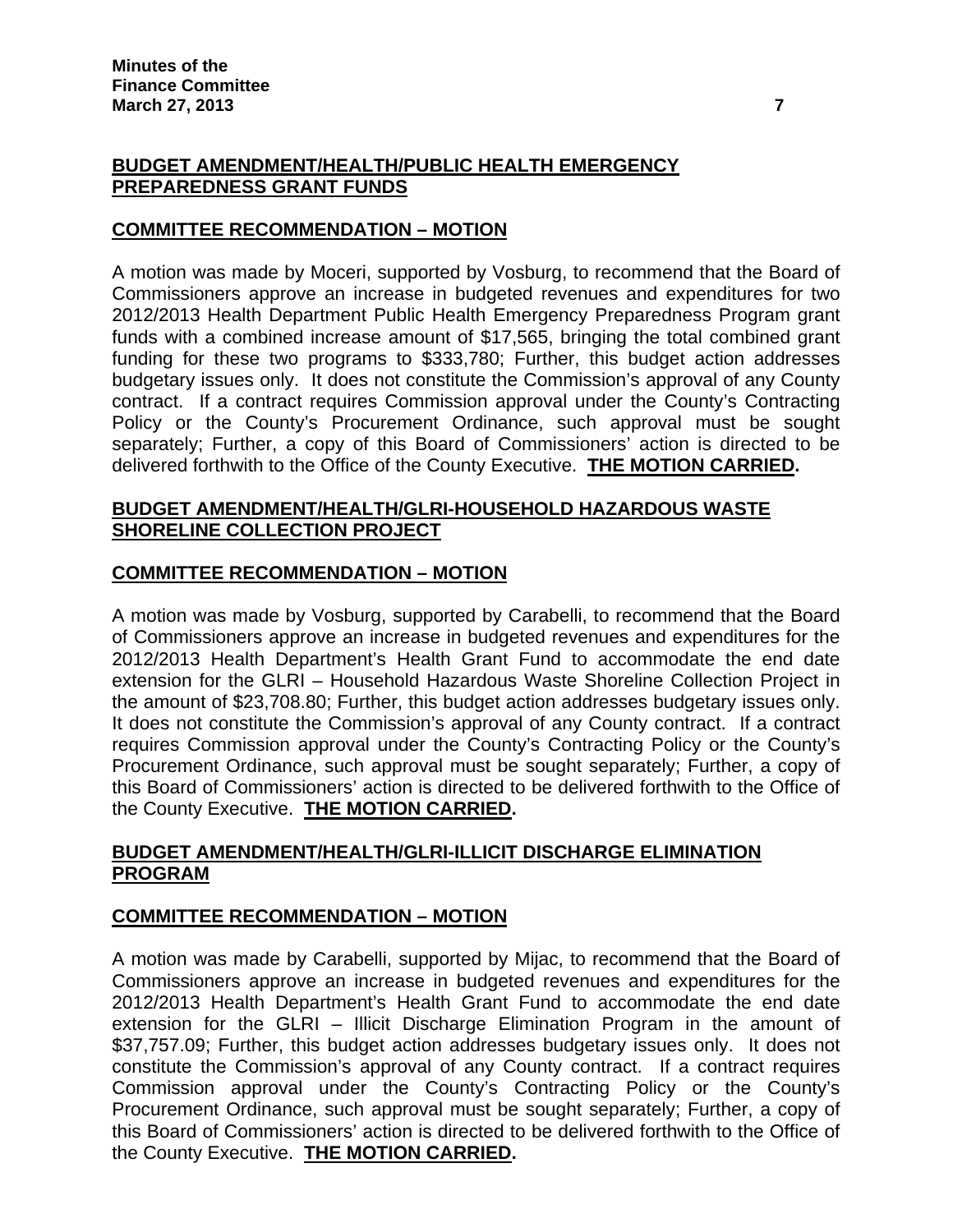## BUDGET AMENDMENT/HEALTH/PUBLIC HEALTH EMERGENCY PREPAREDNESS GRANT FUNDS

### COMMITTEE RECOMMENDATION – MOTION

A motion was made by Moceri, supported by Vosburg, to recommend that the Board of Commissioners approve an increase in budgeted revenues and expenditures for two 2012/2013 Health Department Public Health Emergency Preparedness Program grant funds with a combined increase amount of $17,565, bringing the total combined grant funding for these two programs to $333,780; Further, this budget action addresses budgetary issues only. It does not constitute the Commission's approval of any County contract. If a contract requires Commission approval under the County's Contracting Policy or the County's Procurement Ordinance, such approval must be sought separately; Further, a copy of this Board of Commissioners' action is directed to be delivered forthwith to the Office of the County Executive. **THE MOTION CARRIED.**

## BUDGET AMENDMENT/HEALTH/GLRI-HOUSEHOLD HAZARDOUS WASTE SHORELINE COLLECTION PROJECT

### COMMITTEE RECOMMENDATION – MOTION

A motion was made by Vosburg, supported by Carabelli, to recommend that the Board of Commissioners approve an increase in budgeted revenues and expenditures for the 2012/2013 Health Department's Health Grant Fund to accommodate the end date extension for the GLRI – Household Hazardous Waste Shoreline Collection Project in the amount of $23,708.80; Further, this budget action addresses budgetary issues only. It does not constitute the Commission's approval of any County contract. If a contract requires Commission approval under the County's Contracting Policy or the County's Procurement Ordinance, such approval must be sought separately; Further, a copy of this Board of Commissioners' action is directed to be delivered forthwith to the Office of the County Executive. **THE MOTION CARRIED.**

## BUDGET AMENDMENT/HEALTH/GLRI-ILLICIT DISCHARGE ELIMINATION PROGRAM

### COMMITTEE RECOMMENDATION – MOTION

A motion was made by Carabelli, supported by Mijac, to recommend that the Board of Commissioners approve an increase in budgeted revenues and expenditures for the 2012/2013 Health Department's Health Grant Fund to accommodate the end date extension for the GLRI – Illicit Discharge Elimination Program in the amount of $37,757.09; Further, this budget action addresses budgetary issues only. It does not constitute the Commission's approval of any County contract. If a contract requires Commission approval under the County's Contracting Policy or the County's Procurement Ordinance, such approval must be sought separately; Further, a copy of this Board of Commissioners' action is directed to be delivered forthwith to the Office of the County Executive. **THE MOTION CARRIED.**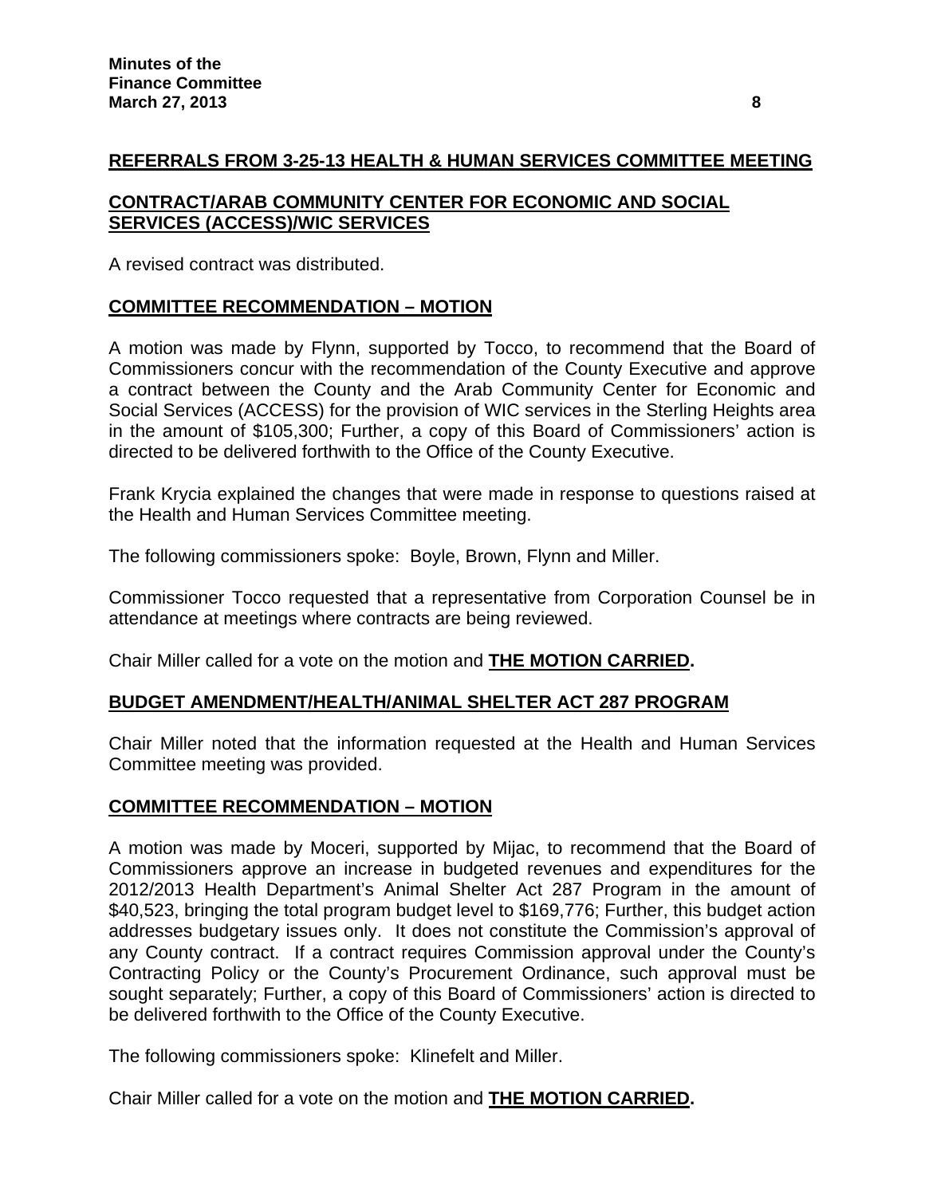## REFERRALS FROM 3-25-13 HEALTH & HUMAN SERVICES COMMITTEE MEETING

## CONTRACT/ARAB COMMUNITY CENTER FOR ECONOMIC AND SOCIAL SERVICES (ACCESS)/WIC SERVICES

A revised contract was distributed.

## COMMITTEE RECOMMENDATION – MOTION

A motion was made by Flynn, supported by Tocco, to recommend that the Board of Commissioners concur with the recommendation of the County Executive and approve a contract between the County and the Arab Community Center for Economic and Social Services (ACCESS) for the provision of WIC services in the Sterling Heights area in the amount of $105,300; Further, a copy of this Board of Commissioners' action is directed to be delivered forthwith to the Office of the County Executive.

Frank Krycia explained the changes that were made in response to questions raised at the Health and Human Services Committee meeting.

The following commissioners spoke: Boyle, Brown, Flynn and Miller.

Commissioner Tocco requested that a representative from Corporation Counsel be in attendance at meetings where contracts are being reviewed.

Chair Miller called for a vote on the motion and **THE MOTION CARRIED.**

## BUDGET AMENDMENT/HEALTH/ANIMAL SHELTER ACT 287 PROGRAM

Chair Miller noted that the information requested at the Health and Human Services Committee meeting was provided.

## COMMITTEE RECOMMENDATION – MOTION

A motion was made by Moceri, supported by Mijac, to recommend that the Board of Commissioners approve an increase in budgeted revenues and expenditures for the 2012/2013 Health Department's Animal Shelter Act 287 Program in the amount of $40,523, bringing the total program budget level to $169,776; Further, this budget action addresses budgetary issues only. It does not constitute the Commission's approval of any County contract. If a contract requires Commission approval under the County's Contracting Policy or the County's Procurement Ordinance, such approval must be sought separately; Further, a copy of this Board of Commissioners' action is directed to be delivered forthwith to the Office of the County Executive.

The following commissioners spoke: Klinefelt and Miller.

Chair Miller called for a vote on the motion and **THE MOTION CARRIED.**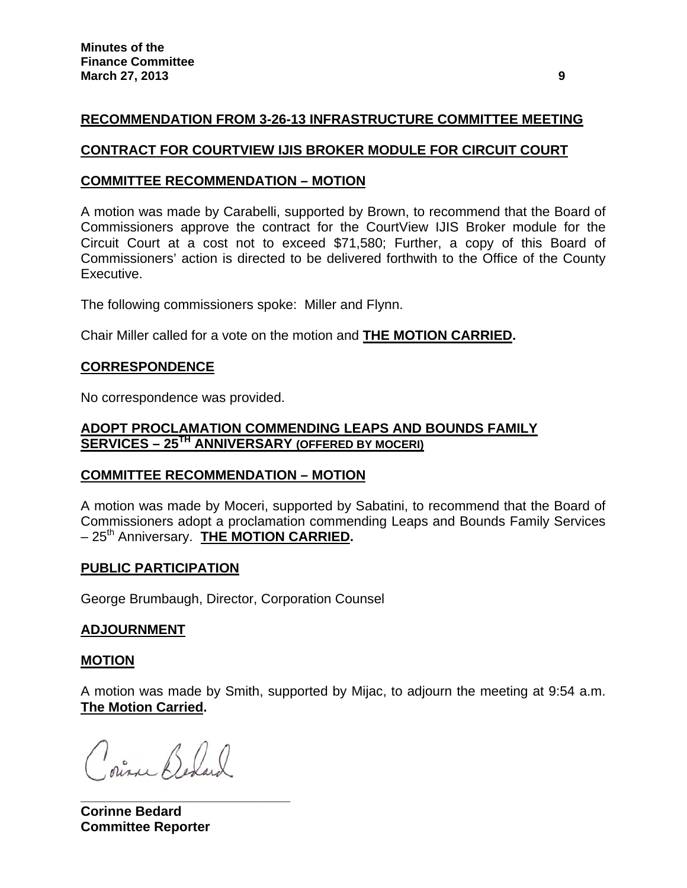## RECOMMENDATION FROM 3-26-13 INFRASTRUCTURE COMMITTEE MEETING

## CONTRACT FOR COURTVIEW IJIS BROKER MODULE FOR CIRCUIT COURT

## COMMITTEE RECOMMENDATION – MOTION

A motion was made by Carabelli, supported by Brown, to recommend that the Board of Commissioners approve the contract for the CourtView IJIS Broker module for the Circuit Court at a cost not to exceed $71,580; Further, a copy of this Board of Commissioners' action is directed to be delivered forthwith to the Office of the County Executive.

The following commissioners spoke: Miller and Flynn.

Chair Miller called for a vote on the motion and **THE MOTION CARRIED.**

## CORRESPONDENCE

No correspondence was provided.

## ADOPT PROCLAMATION COMMENDING LEAPS AND BOUNDS FAMILY SERVICES – 25TH ANNIVERSARY (OFFERED BY MOCERI)

## COMMITTEE RECOMMENDATION – MOTION

A motion was made by Moceri, supported by Sabatini, to recommend that the Board of Commissioners adopt a proclamation commending Leaps and Bounds Family Services – 25th Anniversary. **THE MOTION CARRIED.**

## PUBLIC PARTICIPATION

George Brumbaugh, Director, Corporation Counsel

## ADJOURNMENT

## MOTION

A motion was made by Smith, supported by Mijac, to adjourn the meeting at 9:54 a.m. **The Motion Carried.**

\_\_\_\_\_\_\_\_\_\_\_\_\_\_\_\_\_\_\_\_\_\_\_\_\_\_\_\_\_\_

**Corinne Bedard**
**Committee Reporter**